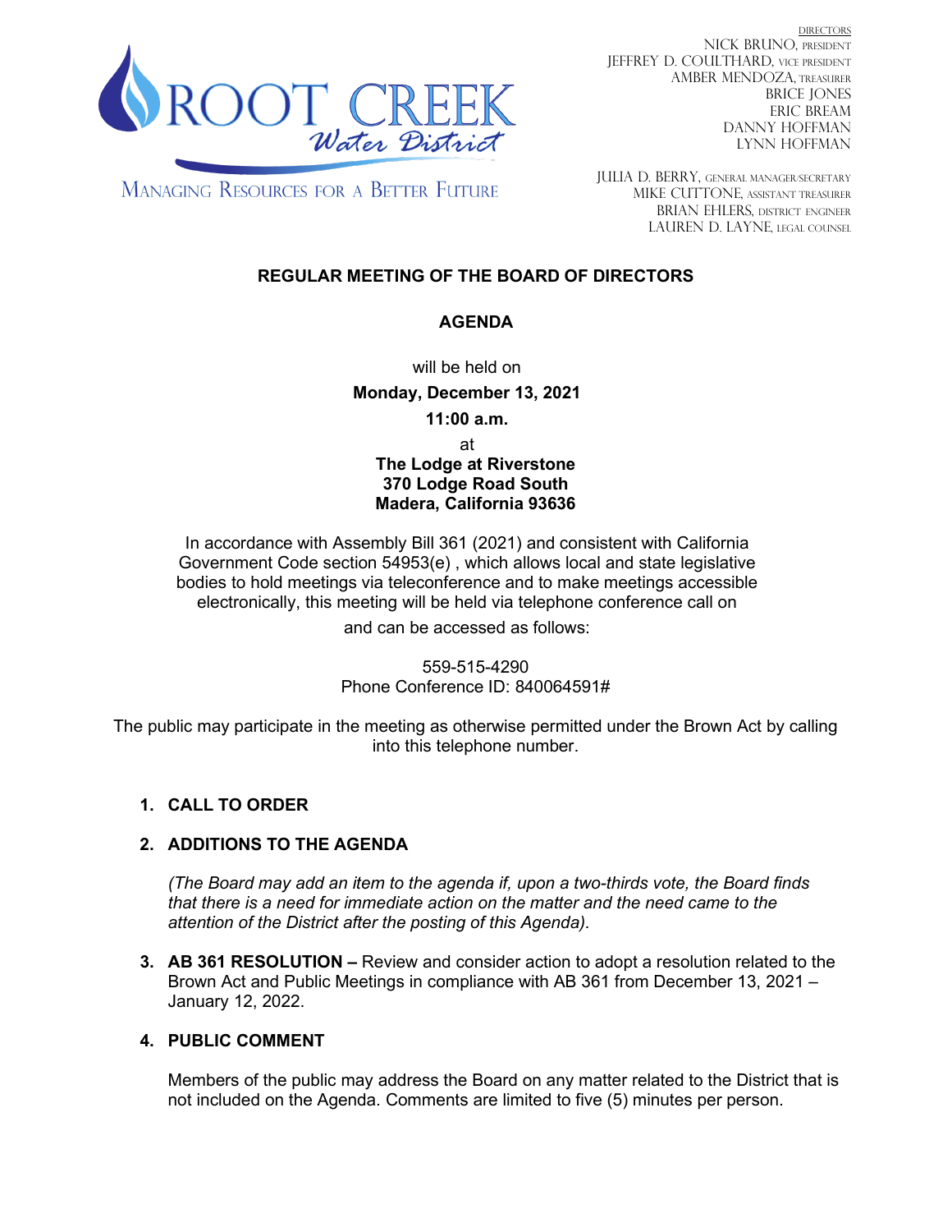ROOT CREEK *Water District*

MANAGING RESOURCES FOR A BETTER FUTURE

DIRECTORS
NICK BRUNO, PRESIDENT
JEFFREY D. COULTHARD, VICE PRESIDENT
AMBER MENDOZA, TREASURER
BRICE JONES
ERIC BREAM
DANNY HOFFMAN
LYNN HOFFMAN

JULIA D. BERRY, GENERAL MANAGER/SECRETARY
MIKE CUTTONE, ASSISTANT TREASURER
BRIAN EHLERS, DISTRICT ENGINEER
LAUREN D. LAYNE, LEGAL COUNSEL

# REGULAR MEETING OF THE BOARD OF DIRECTORS

## AGENDA

will be held on

**Monday, December 13, 2021**

**11:00 a.m.**

at

**The Lodge at Riverstone**
**370 Lodge Road South**
**Madera, California 93636**

In accordance with Assembly Bill 361 (2021) and consistent with California Government Code section 54953(e) , which allows local and state legislative bodies to hold meetings via teleconference and to make meetings accessible electronically, this meeting will be held via telephone conference call on and can be accessed as follows:

559-515-4290
Phone Conference ID: 840064591#

The public may participate in the meeting as otherwise permitted under the Brown Act by calling into this telephone number.

1. **CALL TO ORDER**

2. **ADDITIONS TO THE AGENDA**

   *(The Board may add an item to the agenda if, upon a two-thirds vote, the Board finds that there is a need for immediate action on the matter and the need came to the attention of the District after the posting of this Agenda).*

3. **AB 361 RESOLUTION –** Review and consider action to adopt a resolution related to the Brown Act and Public Meetings in compliance with AB 361 from December 13, 2021 – January 12, 2022.

4. **PUBLIC COMMENT**

   Members of the public may address the Board on any matter related to the District that is not included on the Agenda. Comments are limited to five (5) minutes per person.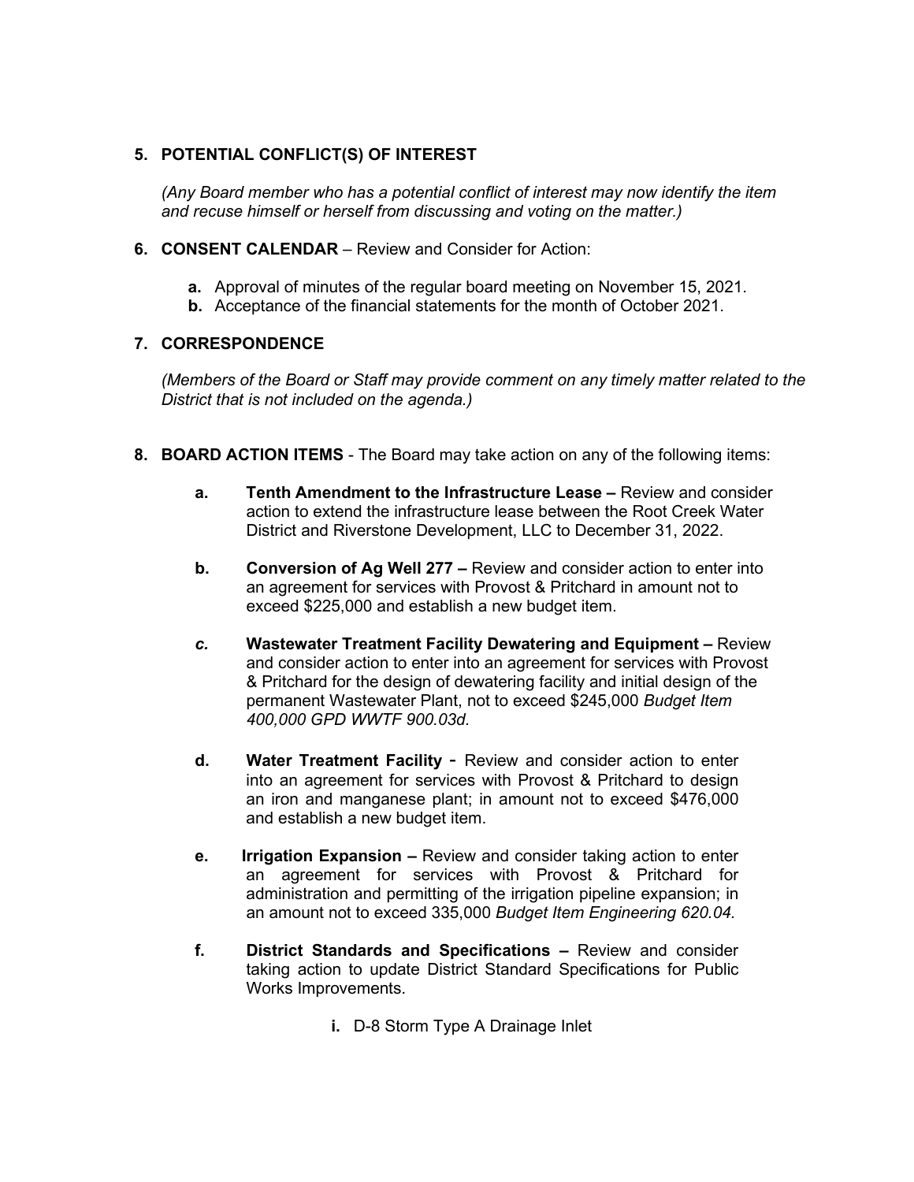**5. POTENTIAL CONFLICT(S) OF INTEREST**

*(Any Board member who has a potential conflict of interest may now identify the item and recuse himself or herself from discussing and voting on the matter.)*

**6. CONSENT CALENDAR** – Review and Consider for Action:

- **a.** Approval of minutes of the regular board meeting on November 15, 2021.
- **b.** Acceptance of the financial statements for the month of October 2021.

**7. CORRESPONDENCE**

*(Members of the Board or Staff may provide comment on any timely matter related to the District that is not included on the agenda.)*

**8. BOARD ACTION ITEMS** - The Board may take action on any of the following items:

- **a. Tenth Amendment to the Infrastructure Lease –** Review and consider action to extend the infrastructure lease between the Root Creek Water District and Riverstone Development, LLC to December 31, 2022.

- **b. Conversion of Ag Well 277 –** Review and consider action to enter into an agreement for services with Provost & Pritchard in amount not to exceed $225,000 and establish a new budget item.

- ***c.*** **Wastewater Treatment Facility Dewatering and Equipment –** Review and consider action to enter into an agreement for services with Provost & Pritchard for the design of dewatering facility and initial design of the permanent Wastewater Plant, not to exceed $245,000 *Budget Item 400,000 GPD WWTF 900.03d.*

- **d. Water Treatment Facility** - Review and consider action to enter into an agreement for services with Provost & Pritchard to design an iron and manganese plant; in amount not to exceed $476,000 and establish a new budget item.

- **e. Irrigation Expansion –** Review and consider taking action to enter an agreement for services with Provost & Pritchard for administration and permitting of the irrigation pipeline expansion; in an amount not to exceed 335,000 *Budget Item Engineering 620.04.*

- **f. District Standards and Specifications –** Review and consider taking action to update District Standard Specifications for Public Works Improvements.

  - **i.** D-8 Storm Type A Drainage Inlet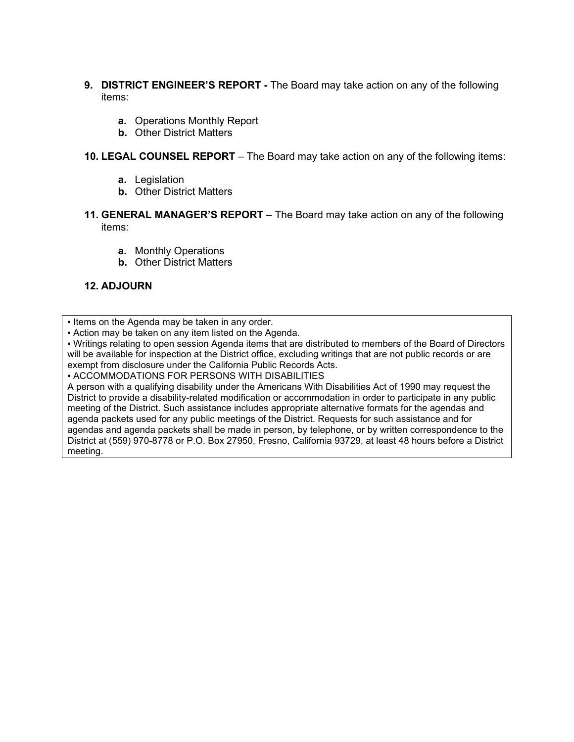9. **DISTRICT ENGINEER'S REPORT -** The Board may take action on any of the following items:

    a. Operations Monthly Report
    b. Other District Matters

10. **LEGAL COUNSEL REPORT** – The Board may take action on any of the following items:

    a. Legislation
    b. Other District Matters

11. **GENERAL MANAGER'S REPORT** – The Board may take action on any of the following items:

    a. Monthly Operations
    b. Other District Matters

12. **ADJOURN**

▪ Items on the Agenda may be taken in any order.
▪ Action may be taken on any item listed on the Agenda.
▪ Writings relating to open session Agenda items that are distributed to members of the Board of Directors will be available for inspection at the District office, excluding writings that are not public records or are exempt from disclosure under the California Public Records Acts.
▪ ACCOMMODATIONS FOR PERSONS WITH DISABILITIES
A person with a qualifying disability under the Americans With Disabilities Act of 1990 may request the District to provide a disability-related modification or accommodation in order to participate in any public meeting of the District. Such assistance includes appropriate alternative formats for the agendas and agenda packets used for any public meetings of the District. Requests for such assistance and for agendas and agenda packets shall be made in person, by telephone, or by written correspondence to the District at (559) 970-8778 or P.O. Box 27950, Fresno, California 93729, at least 48 hours before a District meeting.